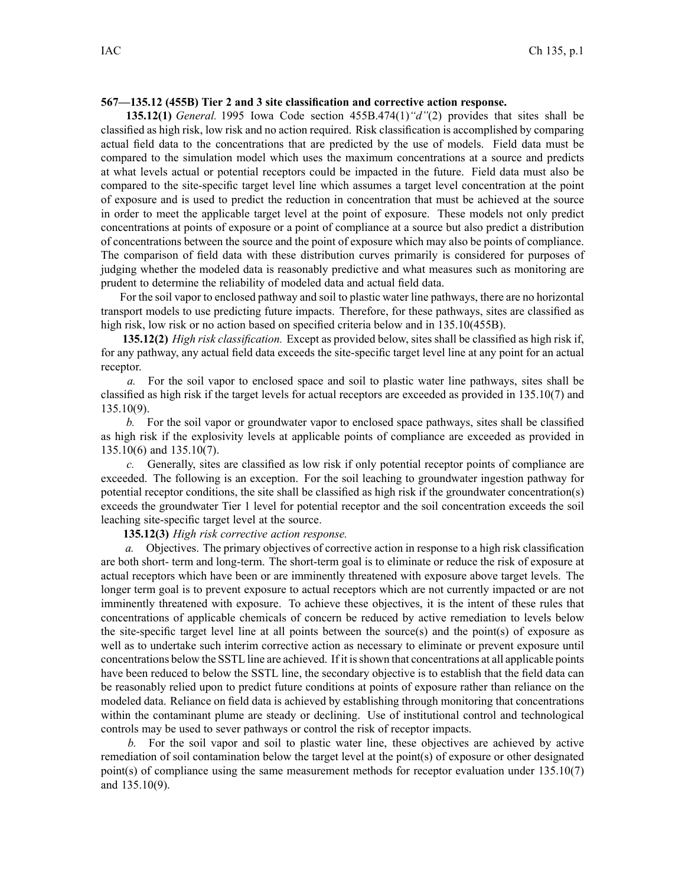**567—135.12 (455B) Tier 2 and 3 site classification and corrective action response.**

**135.12(1)** *General.* 1995 Iowa Code section 455B.474(1)*"d"*(2) provides that sites shall be classified as high risk, low risk and no action required. Risk classification is accomplished by comparing actual field data to the concentrations that are predicted by the use of models. Field data must be compared to the simulation model which uses the maximum concentrations at a source and predicts at what levels actual or potential receptors could be impacted in the future. Field data must also be compared to the site-specific target level line which assumes a target level concentration at the point of exposure and is used to predict the reduction in concentration that must be achieved at the source in order to meet the applicable target level at the point of exposure. These models not only predict concentrations at points of exposure or a point of compliance at a source but also predict a distribution of concentrations between the source and the point of exposure which may also be points of compliance. The comparison of field data with these distribution curves primarily is considered for purposes of judging whether the modeled data is reasonably predictive and what measures such as monitoring are prudent to determine the reliability of modeled data and actual field data.

For the soil vapor to enclosed pathway and soil to plastic water line pathways, there are no horizontal transport models to use predicting future impacts. Therefore, for these pathways, sites are classified as high risk, low risk or no action based on specified criteria below and in 135.10(455B).

**135.12(2)** *High risk classification.* Except as provided below, sites shall be classified as high risk if, for any pathway, any actual field data exceeds the site-specific target level line at any point for an actual receptor.

*a.* For the soil vapor to enclosed space and soil to plastic water line pathways, sites shall be classified as high risk if the target levels for actual receptors are exceeded as provided in 135.10(7) and 135.10(9).

*b.* For the soil vapor or groundwater vapor to enclosed space pathways, sites shall be classified as high risk if the explosivity levels at applicable points of compliance are exceeded as provided in 135.10(6) and 135.10(7).

*c.* Generally, sites are classified as low risk if only potential receptor points of compliance are exceeded. The following is an exception. For the soil leaching to groundwater ingestion pathway for potential receptor conditions, the site shall be classified as high risk if the groundwater concentration(s) exceeds the groundwater Tier 1 level for potential receptor and the soil concentration exceeds the soil leaching site-specific target level at the source.

**135.12(3)** *High risk corrective action response.*

*a.* Objectives. The primary objectives of corrective action in response to a high risk classification are both short- term and long-term. The short-term goal is to eliminate or reduce the risk of exposure at actual receptors which have been or are imminently threatened with exposure above target levels. The longer term goal is to prevent exposure to actual receptors which are not currently impacted or are not imminently threatened with exposure. To achieve these objectives, it is the intent of these rules that concentrations of applicable chemicals of concern be reduced by active remediation to levels below the site-specific target level line at all points between the source(s) and the point(s) of exposure as well as to undertake such interim corrective action as necessary to eliminate or prevent exposure until concentrations below the SSTL line are achieved. If it is shown that concentrations at all applicable points have been reduced to below the SSTL line, the secondary objective is to establish that the field data can be reasonably relied upon to predict future conditions at points of exposure rather than reliance on the modeled data. Reliance on field data is achieved by establishing through monitoring that concentrations within the contaminant plume are steady or declining. Use of institutional control and technological controls may be used to sever pathways or control the risk of receptor impacts.

*b.* For the soil vapor and soil to plastic water line, these objectives are achieved by active remediation of soil contamination below the target level at the point(s) of exposure or other designated point(s) of compliance using the same measurement methods for receptor evaluation under 135.10(7) and 135.10(9).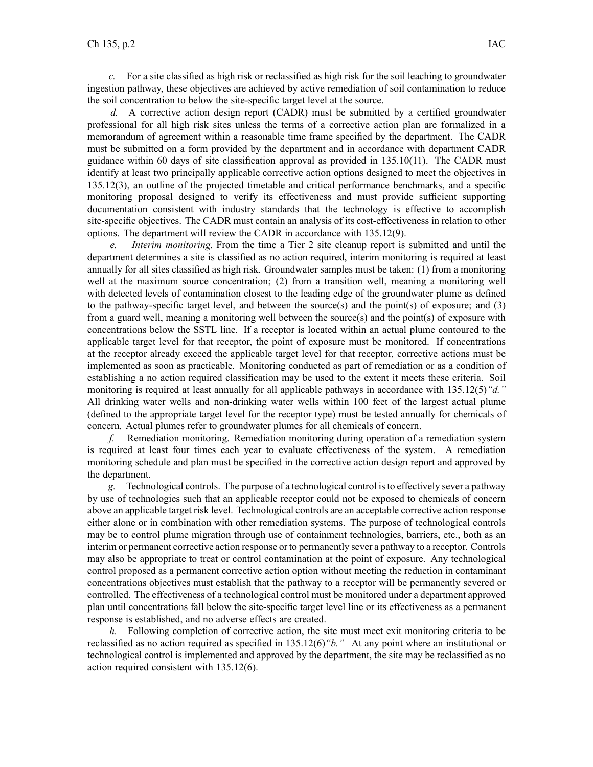*c.* For a site classified as high risk or reclassified as high risk for the soil leaching to groundwater ingestion pathway, these objectives are achieved by active remediation of soil contamination to reduce the soil concentration to below the site-specific target level at the source.

*d.* A corrective action design report (CADR) must be submitted by a certified groundwater professional for all high risk sites unless the terms of a corrective action plan are formalized in a memorandum of agreement within a reasonable time frame specified by the department. The CADR must be submitted on a form provided by the department and in accordance with department CADR guidance within 60 days of site classification approval as provided in 135.10(11). The CADR must identify at least two principally applicable corrective action options designed to meet the objectives in 135.12(3), an outline of the projected timetable and critical performance benchmarks, and a specific monitoring proposal designed to verify its effectiveness and must provide sufficient supporting documentation consistent with industry standards that the technology is effective to accomplish site-specific objectives. The CADR must contain an analysis of its cost-effectiveness in relation to other options. The department will review the CADR in accordance with 135.12(9).

*e.* *Interim monitoring.* From the time a Tier 2 site cleanup report is submitted and until the department determines a site is classified as no action required, interim monitoring is required at least annually for all sites classified as high risk. Groundwater samples must be taken: (1) from a monitoring well at the maximum source concentration; (2) from a transition well, meaning a monitoring well with detected levels of contamination closest to the leading edge of the groundwater plume as defined to the pathway-specific target level, and between the source(s) and the point(s) of exposure; and (3) from a guard well, meaning a monitoring well between the source(s) and the point(s) of exposure with concentrations below the SSTL line. If a receptor is located within an actual plume contoured to the applicable target level for that receptor, the point of exposure must be monitored. If concentrations at the receptor already exceed the applicable target level for that receptor, corrective actions must be implemented as soon as practicable. Monitoring conducted as part of remediation or as a condition of establishing a no action required classification may be used to the extent it meets these criteria. Soil monitoring is required at least annually for all applicable pathways in accordance with 135.12(5)*"d."* All drinking water wells and non-drinking water wells within 100 feet of the largest actual plume (defined to the appropriate target level for the receptor type) must be tested annually for chemicals of concern. Actual plumes refer to groundwater plumes for all chemicals of concern.

*f.* Remediation monitoring. Remediation monitoring during operation of a remediation system is required at least four times each year to evaluate effectiveness of the system. A remediation monitoring schedule and plan must be specified in the corrective action design report and approved by the department.

*g.* Technological controls. The purpose of a technological control is to effectively sever a pathway by use of technologies such that an applicable receptor could not be exposed to chemicals of concern above an applicable target risk level. Technological controls are an acceptable corrective action response either alone or in combination with other remediation systems. The purpose of technological controls may be to control plume migration through use of containment technologies, barriers, etc., both as an interim or permanent corrective action response or to permanently sever a pathway to a receptor. Controls may also be appropriate to treat or control contamination at the point of exposure. Any technological control proposed as a permanent corrective action option without meeting the reduction in contaminant concentrations objectives must establish that the pathway to a receptor will be permanently severed or controlled. The effectiveness of a technological control must be monitored under a department approved plan until concentrations fall below the site-specific target level line or its effectiveness as a permanent response is established, and no adverse effects are created.

*h.* Following completion of corrective action, the site must meet exit monitoring criteria to be reclassified as no action required as specified in 135.12(6)*"b."* At any point where an institutional or technological control is implemented and approved by the department, the site may be reclassified as no action required consistent with 135.12(6).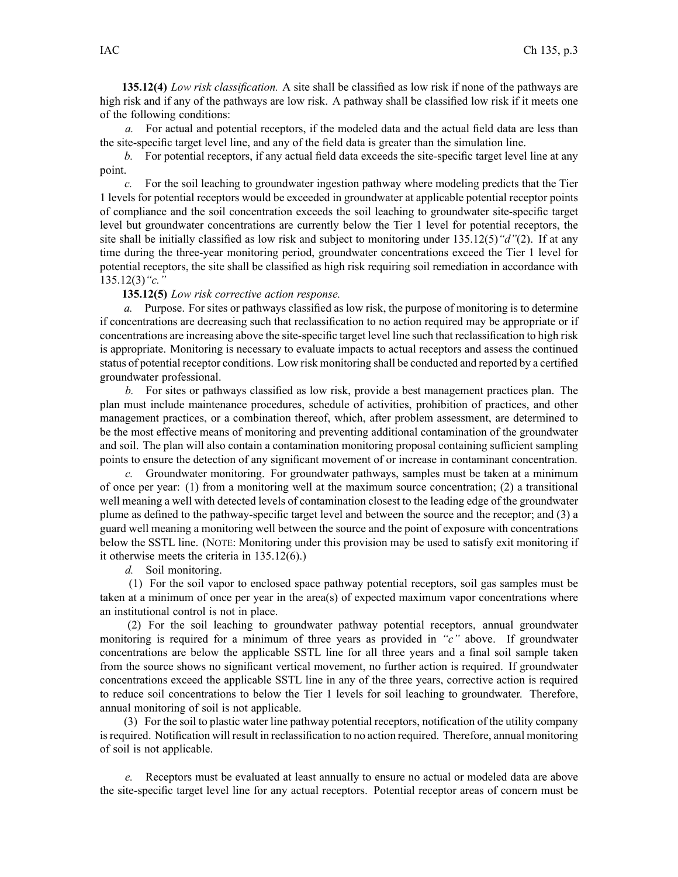**135.12(4)** *Low risk classification.* A site shall be classified as low risk if none of the pathways are high risk and if any of the pathways are low risk. A pathway shall be classified low risk if it meets one of the following conditions:

*a.* For actual and potential receptors, if the modeled data and the actual field data are less than the site-specific target level line, and any of the field data is greater than the simulation line.

*b.* For potential receptors, if any actual field data exceeds the site-specific target level line at any point.

*c.* For the soil leaching to groundwater ingestion pathway where modeling predicts that the Tier 1 levels for potential receptors would be exceeded in groundwater at applicable potential receptor points of compliance and the soil concentration exceeds the soil leaching to groundwater site-specific target level but groundwater concentrations are currently below the Tier 1 level for potential receptors, the site shall be initially classified as low risk and subject to monitoring under 135.12(5)*"d"*(2). If at any time during the three-year monitoring period, groundwater concentrations exceed the Tier 1 level for potential receptors, the site shall be classified as high risk requiring soil remediation in accordance with 135.12(3)*"c."*

**135.12(5)** *Low risk corrective action response.*

*a.* Purpose. For sites or pathways classified as low risk, the purpose of monitoring is to determine if concentrations are decreasing such that reclassification to no action required may be appropriate or if concentrations are increasing above the site-specific target level line such that reclassification to high risk is appropriate. Monitoring is necessary to evaluate impacts to actual receptors and assess the continued status of potential receptor conditions. Low risk monitoring shall be conducted and reported by a certified groundwater professional.

*b.* For sites or pathways classified as low risk, provide a best management practices plan. The plan must include maintenance procedures, schedule of activities, prohibition of practices, and other management practices, or a combination thereof, which, after problem assessment, are determined to be the most effective means of monitoring and preventing additional contamination of the groundwater and soil. The plan will also contain a contamination monitoring proposal containing sufficient sampling points to ensure the detection of any significant movement of or increase in contaminant concentration.

*c.* Groundwater monitoring. For groundwater pathways, samples must be taken at a minimum of once per year: (1) from a monitoring well at the maximum source concentration; (2) a transitional well meaning a well with detected levels of contamination closest to the leading edge of the groundwater plume as defined to the pathway-specific target level and between the source and the receptor; and (3) a guard well meaning a monitoring well between the source and the point of exposure with concentrations below the SSTL line. (NOTE: Monitoring under this provision may be used to satisfy exit monitoring if it otherwise meets the criteria in 135.12(6).)

*d.* Soil monitoring.

(1) For the soil vapor to enclosed space pathway potential receptors, soil gas samples must be taken at a minimum of once per year in the area(s) of expected maximum vapor concentrations where an institutional control is not in place.

(2) For the soil leaching to groundwater pathway potential receptors, annual groundwater monitoring is required for a minimum of three years as provided in *"c"* above. If groundwater concentrations are below the applicable SSTL line for all three years and a final soil sample taken from the source shows no significant vertical movement, no further action is required. If groundwater concentrations exceed the applicable SSTL line in any of the three years, corrective action is required to reduce soil concentrations to below the Tier 1 levels for soil leaching to groundwater. Therefore, annual monitoring of soil is not applicable.

(3) For the soil to plastic water line pathway potential receptors, notification of the utility company is required. Notification will result in reclassification to no action required. Therefore, annual monitoring of soil is not applicable.

*e.* Receptors must be evaluated at least annually to ensure no actual or modeled data are above the site-specific target level line for any actual receptors. Potential receptor areas of concern must be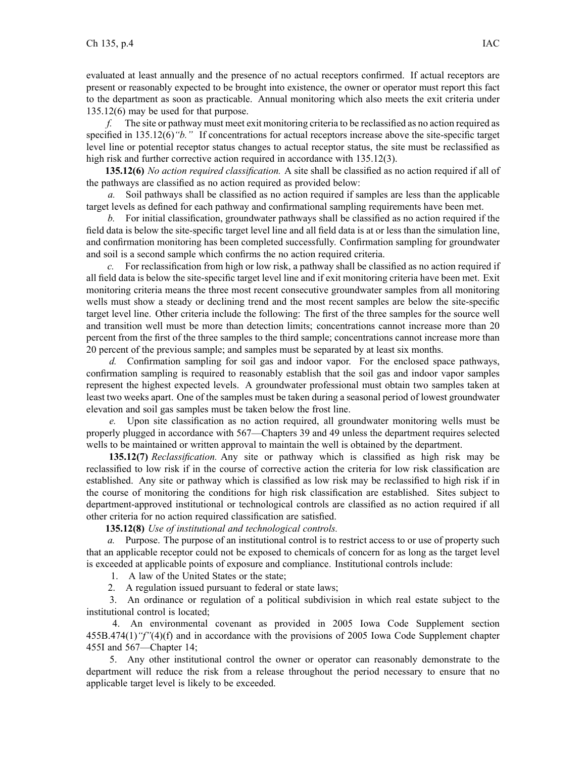evaluated at least annually and the presence of no actual receptors confirmed. If actual receptors are present or reasonably expected to be brought into existence, the owner or operator must report this fact to the department as soon as practicable. Annual monitoring which also meets the exit criteria under 135.12(6) may be used for that purpose.

*f.* The site or pathway must meet exit monitoring criteria to be reclassified as no action required as specified in 135.12(6)*"b."* If concentrations for actual receptors increase above the site-specific target level line or potential receptor status changes to actual receptor status, the site must be reclassified as high risk and further corrective action required in accordance with 135.12(3).

**135.12(6)** *No action required classification.* A site shall be classified as no action required if all of the pathways are classified as no action required as provided below:

*a.* Soil pathways shall be classified as no action required if samples are less than the applicable target levels as defined for each pathway and confirmational sampling requirements have been met.

*b.* For initial classification, groundwater pathways shall be classified as no action required if the field data is below the site-specific target level line and all field data is at or less than the simulation line, and confirmation monitoring has been completed successfully. Confirmation sampling for groundwater and soil is a second sample which confirms the no action required criteria.

*c.* For reclassification from high or low risk, a pathway shall be classified as no action required if all field data is below the site-specific target level line and if exit monitoring criteria have been met. Exit monitoring criteria means the three most recent consecutive groundwater samples from all monitoring wells must show a steady or declining trend and the most recent samples are below the site-specific target level line. Other criteria include the following: The first of the three samples for the source well and transition well must be more than detection limits; concentrations cannot increase more than 20 percent from the first of the three samples to the third sample; concentrations cannot increase more than 20 percent of the previous sample; and samples must be separated by at least six months.

*d.* Confirmation sampling for soil gas and indoor vapor. For the enclosed space pathways, confirmation sampling is required to reasonably establish that the soil gas and indoor vapor samples represent the highest expected levels. A groundwater professional must obtain two samples taken at least two weeks apart. One of the samples must be taken during a seasonal period of lowest groundwater elevation and soil gas samples must be taken below the frost line.

*e.* Upon site classification as no action required, all groundwater monitoring wells must be properly plugged in accordance with 567—Chapters 39 and 49 unless the department requires selected wells to be maintained or written approval to maintain the well is obtained by the department.

**135.12(7)** *Reclassification.* Any site or pathway which is classified as high risk may be reclassified to low risk if in the course of corrective action the criteria for low risk classification are established. Any site or pathway which is classified as low risk may be reclassified to high risk if in the course of monitoring the conditions for high risk classification are established. Sites subject to department-approved institutional or technological controls are classified as no action required if all other criteria for no action required classification are satisfied.

**135.12(8)** *Use of institutional and technological controls.*

*a.* Purpose. The purpose of an institutional control is to restrict access to or use of property such that an applicable receptor could not be exposed to chemicals of concern for as long as the target level is exceeded at applicable points of exposure and compliance. Institutional controls include:

1. A law of the United States or the state;
2. A regulation issued pursuant to federal or state laws;
3. An ordinance or regulation of a political subdivision in which real estate subject to the institutional control is located;
4. An environmental covenant as provided in 2005 Iowa Code Supplement section 455B.474(1)*"f"*(4)(f) and in accordance with the provisions of 2005 Iowa Code Supplement chapter 455I and 567—Chapter 14;
5. Any other institutional control the owner or operator can reasonably demonstrate to the department will reduce the risk from a release throughout the period necessary to ensure that no applicable target level is likely to be exceeded.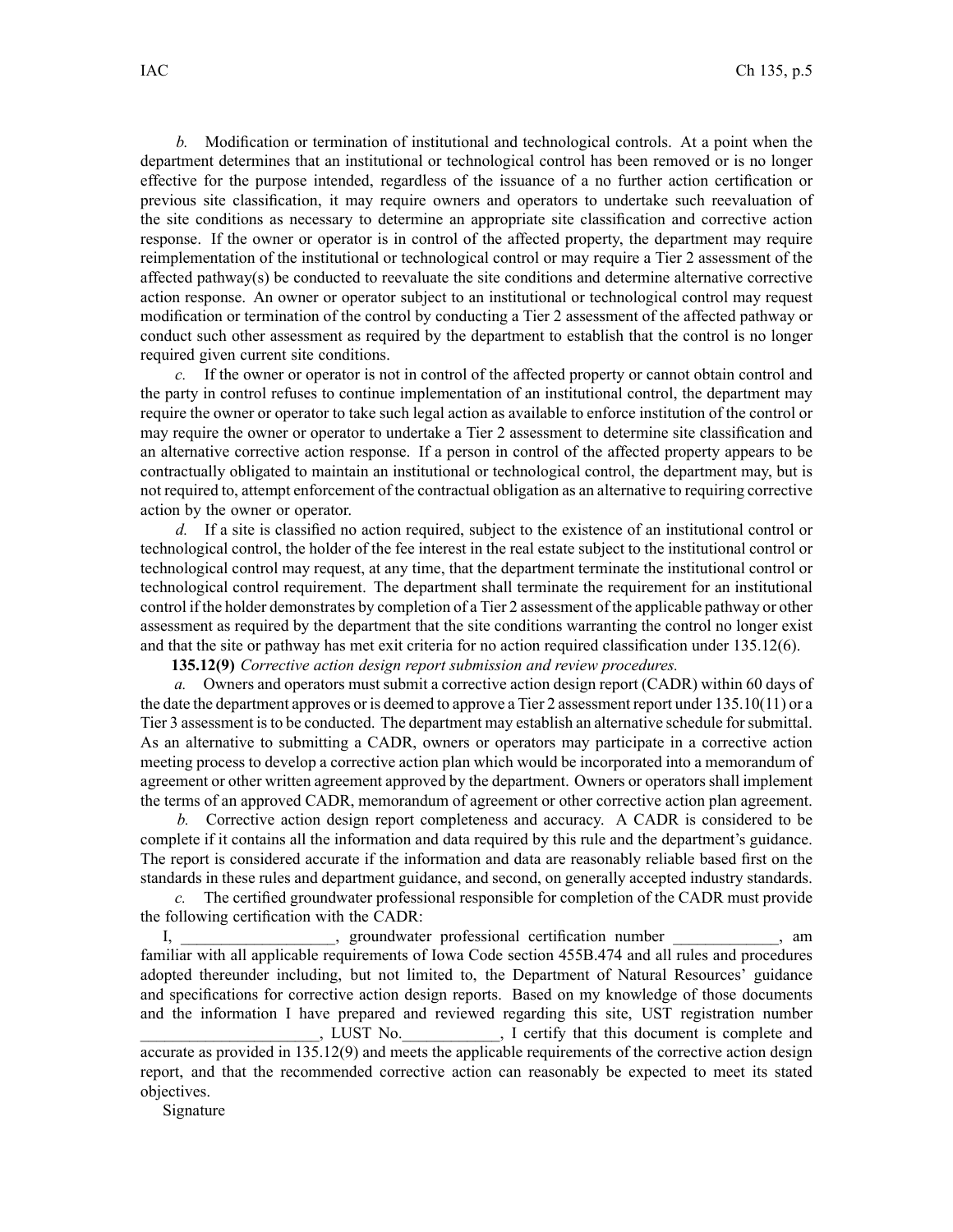*b.* Modification or termination of institutional and technological controls. At a point when the department determines that an institutional or technological control has been removed or is no longer effective for the purpose intended, regardless of the issuance of a no further action certification or previous site classification, it may require owners and operators to undertake such reevaluation of the site conditions as necessary to determine an appropriate site classification and corrective action response. If the owner or operator is in control of the affected property, the department may require reimplementation of the institutional or technological control or may require a Tier 2 assessment of the affected pathway(s) be conducted to reevaluate the site conditions and determine alternative corrective action response. An owner or operator subject to an institutional or technological control may request modification or termination of the control by conducting a Tier 2 assessment of the affected pathway or conduct such other assessment as required by the department to establish that the control is no longer required given current site conditions.

*c.* If the owner or operator is not in control of the affected property or cannot obtain control and the party in control refuses to continue implementation of an institutional control, the department may require the owner or operator to take such legal action as available to enforce institution of the control or may require the owner or operator to undertake a Tier 2 assessment to determine site classification and an alternative corrective action response. If a person in control of the affected property appears to be contractually obligated to maintain an institutional or technological control, the department may, but is not required to, attempt enforcement of the contractual obligation as an alternative to requiring corrective action by the owner or operator.

*d.* If a site is classified no action required, subject to the existence of an institutional control or technological control, the holder of the fee interest in the real estate subject to the institutional control or technological control may request, at any time, that the department terminate the institutional control or technological control requirement. The department shall terminate the requirement for an institutional control if the holder demonstrates by completion of a Tier 2 assessment of the applicable pathway or other assessment as required by the department that the site conditions warranting the control no longer exist and that the site or pathway has met exit criteria for no action required classification under 135.12(6).

**135.12(9)** *Corrective action design report submission and review procedures.*

*a.* Owners and operators must submit a corrective action design report (CADR) within 60 days of the date the department approves or is deemed to approve a Tier 2 assessment report under 135.10(11) or a Tier 3 assessment is to be conducted. The department may establish an alternative schedule for submittal. As an alternative to submitting a CADR, owners or operators may participate in a corrective action meeting process to develop a corrective action plan which would be incorporated into a memorandum of agreement or other written agreement approved by the department. Owners or operators shall implement the terms of an approved CADR, memorandum of agreement or other corrective action plan agreement.

*b.* Corrective action design report completeness and accuracy. A CADR is considered to be complete if it contains all the information and data required by this rule and the department's guidance. The report is considered accurate if the information and data are reasonably reliable based first on the standards in these rules and department guidance, and second, on generally accepted industry standards.

*c.* The certified groundwater professional responsible for completion of the CADR must provide the following certification with the CADR:

I, ___________________, groundwater professional certification number _____________, am familiar with all applicable requirements of Iowa Code section 455B.474 and all rules and procedures adopted thereunder including, but not limited to, the Department of Natural Resources' guidance and specifications for corrective action design reports. Based on my knowledge of those documents and the information I have prepared and reviewed regarding this site, UST registration number ______________________, LUST No.____________, I certify that this document is complete and accurate as provided in 135.12(9) and meets the applicable requirements of the corrective action design report, and that the recommended corrective action can reasonably be expected to meet its stated objectives.

Signature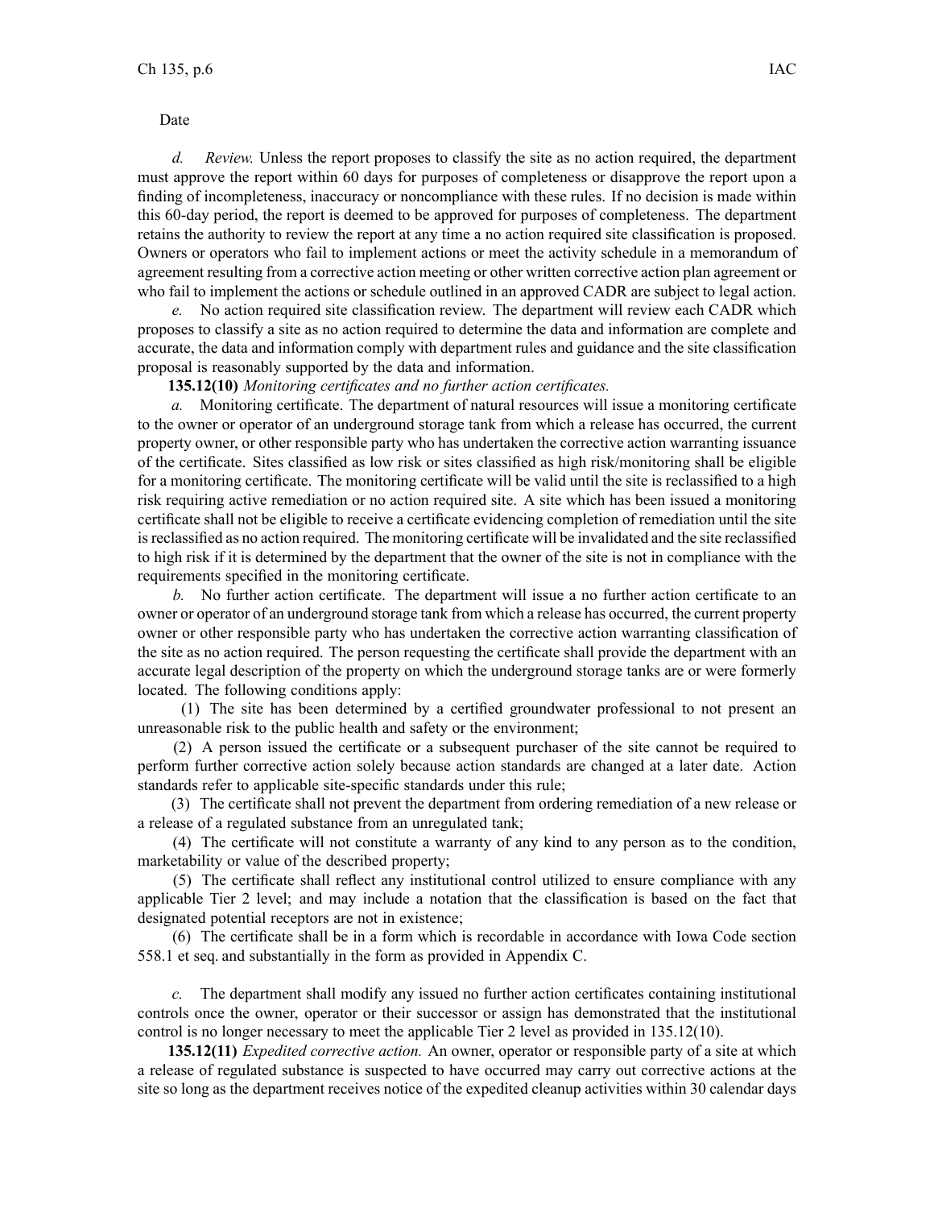Date

*d. Review.* Unless the report proposes to classify the site as no action required, the department must approve the report within 60 days for purposes of completeness or disapprove the report upon a finding of incompleteness, inaccuracy or noncompliance with these rules. If no decision is made within this 60-day period, the report is deemed to be approved for purposes of completeness. The department retains the authority to review the report at any time a no action required site classification is proposed. Owners or operators who fail to implement actions or meet the activity schedule in a memorandum of agreement resulting from a corrective action meeting or other written corrective action plan agreement or who fail to implement the actions or schedule outlined in an approved CADR are subject to legal action.

*e.* No action required site classification review. The department will review each CADR which proposes to classify a site as no action required to determine the data and information are complete and accurate, the data and information comply with department rules and guidance and the site classification proposal is reasonably supported by the data and information.

**135.12(10)** *Monitoring certificates and no further action certificates.*

*a.* Monitoring certificate. The department of natural resources will issue a monitoring certificate to the owner or operator of an underground storage tank from which a release has occurred, the current property owner, or other responsible party who has undertaken the corrective action warranting issuance of the certificate. Sites classified as low risk or sites classified as high risk/monitoring shall be eligible for a monitoring certificate. The monitoring certificate will be valid until the site is reclassified to a high risk requiring active remediation or no action required site. A site which has been issued a monitoring certificate shall not be eligible to receive a certificate evidencing completion of remediation until the site is reclassified as no action required. The monitoring certificate will be invalidated and the site reclassified to high risk if it is determined by the department that the owner of the site is not in compliance with the requirements specified in the monitoring certificate.

*b.* No further action certificate. The department will issue a no further action certificate to an owner or operator of an underground storage tank from which a release has occurred, the current property owner or other responsible party who has undertaken the corrective action warranting classification of the site as no action required. The person requesting the certificate shall provide the department with an accurate legal description of the property on which the underground storage tanks are or were formerly located. The following conditions apply:

(1) The site has been determined by a certified groundwater professional to not present an unreasonable risk to the public health and safety or the environment;

(2) A person issued the certificate or a subsequent purchaser of the site cannot be required to perform further corrective action solely because action standards are changed at a later date. Action standards refer to applicable site-specific standards under this rule;

(3) The certificate shall not prevent the department from ordering remediation of a new release or a release of a regulated substance from an unregulated tank;

(4) The certificate will not constitute a warranty of any kind to any person as to the condition, marketability or value of the described property;

(5) The certificate shall reflect any institutional control utilized to ensure compliance with any applicable Tier 2 level; and may include a notation that the classification is based on the fact that designated potential receptors are not in existence;

(6) The certificate shall be in a form which is recordable in accordance with Iowa Code section 558.1 et seq. and substantially in the form as provided in Appendix C.

*c.* The department shall modify any issued no further action certificates containing institutional controls once the owner, operator or their successor or assign has demonstrated that the institutional control is no longer necessary to meet the applicable Tier 2 level as provided in 135.12(10).

**135.12(11)** *Expedited corrective action.* An owner, operator or responsible party of a site at which a release of regulated substance is suspected to have occurred may carry out corrective actions at the site so long as the department receives notice of the expedited cleanup activities within 30 calendar days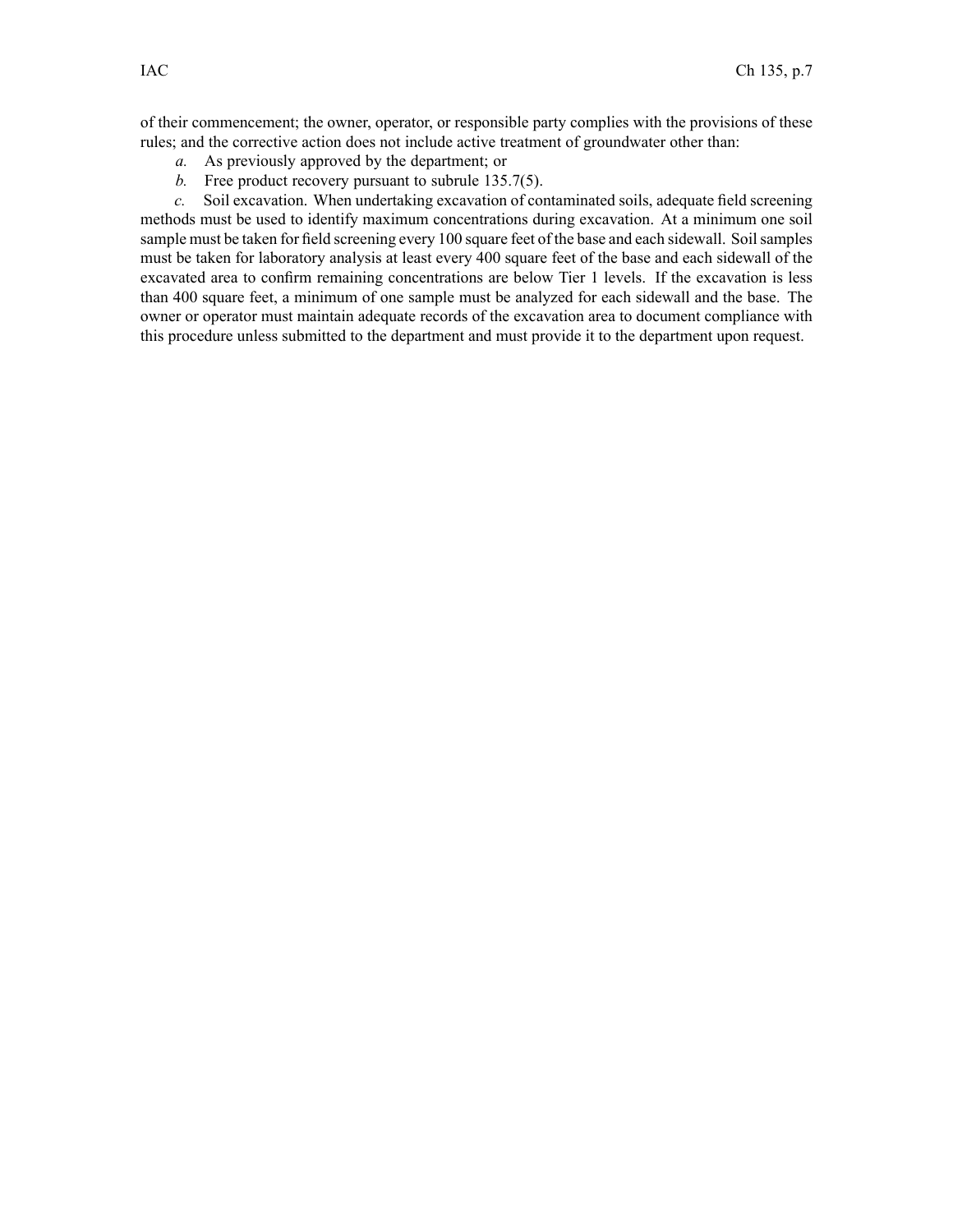of their commencement; the owner, operator, or responsible party complies with the provisions of these rules; and the corrective action does not include active treatment of groundwater other than:

*a.* As previously approved by the department; or

*b.* Free product recovery pursuant to subrule 135.7(5).

*c.* Soil excavation. When undertaking excavation of contaminated soils, adequate field screening methods must be used to identify maximum concentrations during excavation. At a minimum one soil sample must be taken for field screening every 100 square feet of the base and each sidewall. Soil samples must be taken for laboratory analysis at least every 400 square feet of the base and each sidewall of the excavated area to confirm remaining concentrations are below Tier 1 levels. If the excavation is less than 400 square feet, a minimum of one sample must be analyzed for each sidewall and the base. The owner or operator must maintain adequate records of the excavation area to document compliance with this procedure unless submitted to the department and must provide it to the department upon request.